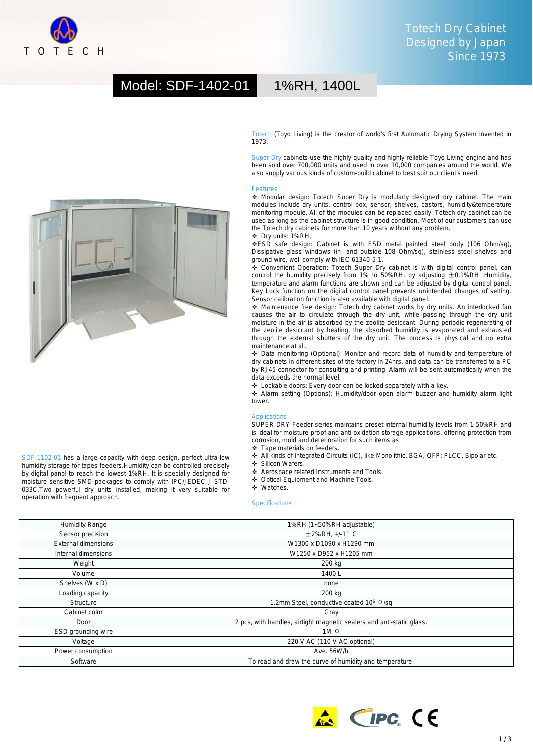TOTECH

Totech Dry Cabinet
Designed by Japan
Since 1973

# Model: SDF-1402-01 | 1%RH, 1400L

Totech (Toyo Living) is the creator of world's first Automatic Drying System invented in 1973.

Super Dry cabinets use the highly-quality and highly reliable Toyo Living engine and has been sold over 700,000 units and used in over 10,000 companies around the world. We also supply various kinds of custom-build cabinet to best suit our client's need.

## Features

- ❖ Modular design: Totech Super Dry is modularly designed dry cabinet. The main modules include dry units, control box, sensor, shelves, castors, humidity&temperature monitoring module. All of the modules can be replaced easily. Totech dry cabinet can be used as long as the cabinet structure is in good condition. Most of our customers can use the Totech dry cabinets for more than 10 years without any problem.
- ❖ Dry units: 1%RH,
- ❖ESD safe design: Cabinet is with ESD metal painted steel body (106 Ohm/sq), Dissipative glass windows (in- and outside 108 Ohm/sq), stainless steel shelves and ground wire, well comply with IEC 61340-5-1.
- ❖ Convenient Operation: Totech Super Dry cabinet is with digital control panel, can control the humidity precisely from 1% to 50%RH, by adjusting ±0.1%RH. Humidity, temperature and alarm functions are shown and can be adjusted by digital control panel. Key Lock function on the digital control panel prevents unintended changes of setting. Sensor calibration function is also available with digital panel.
- ❖ Maintenance free design: Totech dry cabinet works by dry units. An interlocked fan causes the air to circulate through the dry unit, while passing through the dry unit moisture in the air is absorbed by the zeolite desiccant. During periodic regenerating of the zeolite desiccant by heating, the absorbed humidity is evaporated and exhausted through the external shutters of the dry unit. The process is physical and no extra maintenance at all.
- ❖ Data monitoring (Optional): Monitor and record data of humidity and temperature of dry cabinets in different sites of the factory in 24hrs, and data can be transferred to a PC by RJ45 connector for consulting and printing. Alarm will be sent automatically when the data exceeds the normal level.
- ❖ Lockable doors: Every door can be locked separately with a key.
- ❖ Alarm setting (Options): Humidity/door open alarm buzzer and humidity alarm light tower.

## Applications

SUPER DRY Feeder series maintains preset internal humidity levels from 1-50%RH and is ideal for moisture-proof and anti-oxidation storage applications, offering protection from corrosion, mold and deterioration for such items as:

- ❖ Tape materials on feeders.
- ❖ All kinds of Integrated Circuits (IC), like Monolithic, BGA, QFP; PLCC, Bipolar etc.
- ❖ Silicon Wafers.
- ❖ Aerospace related Instruments and Tools.
- ❖ Optical Equipment and Machine Tools.
- ❖ Watches.

SDF-1102-01 has a large capacity with deep design, perfect ultra-low humidity storage for tapes feeders.Humidity can be controlled precisely by digital panel to reach the lowest 1%RH. It is specially designed for moisture sensitive SMD packages to comply with IPC/JEDEC J-STD-033C.Two powerful dry units installed, making it very suitable for operation with frequent approach.

## Specifications

| | |
|---|---|
| Humidity Range | 1%RH (1~50%RH adjustable) |
| Sensor precision | ±2%RH, +/-1° C |
| External dimensions | W1300 x D1090 x H1290 mm |
| Internal dimensions | W1250 x D952 x H1205 mm |
| Weight | 200 kg |
| Volume | 1400 L |
| Shelves (W x D) | none |
| Loading capacity | 200 kg |
| Structure | 1.2mm Steel, conductive coated $10^6$ Ω/sq |
| Cabinet color | Gray |
| Door | 2 pcs, with handles, airtight magnetic sealers and anti-static glass. |
| ESD grounding wire | 1M Ω |
| Voltage | 220 V AC (110 V AC optional) |
| Power consumption | Ave. 56W/h |
| Software | To read and draw the curve of humidity and temperature. |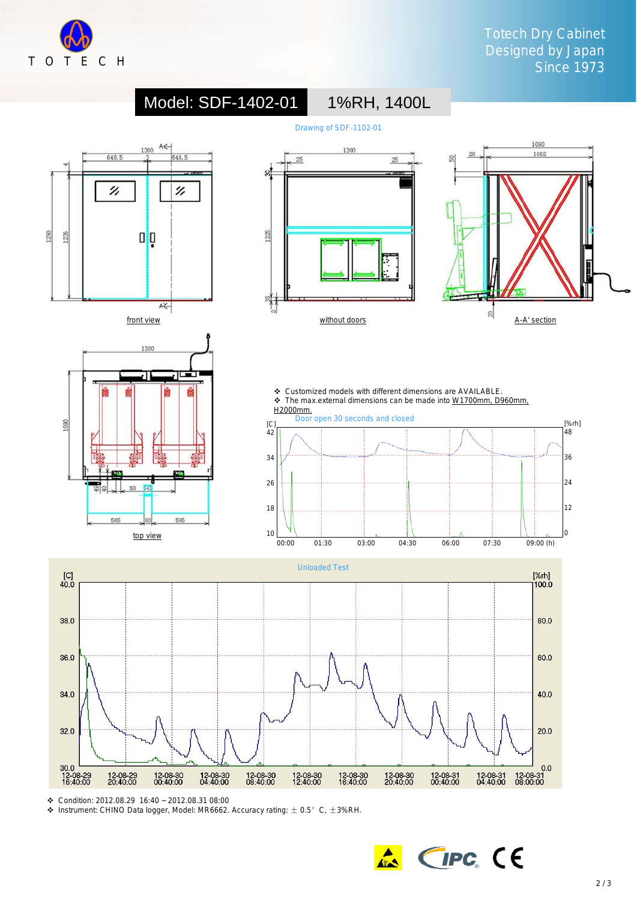Totech Dry Cabinet
Designed by Japan
Since 1973

# Model: SDF-1402-01 1%RH, 1400L

Drawing of SDF-1102-01

front view

without doors

A-A' section

top view

- Customized models with different dimensions are AVAILABLE.
- The max.external dimensions can be made into W1700mm, D960mm, H2000mm.

Door open 30 seconds and closed

Unloaded Test

- Condition: 2012.08.29 16:40 ~ 2012.08.31 08:00
- Instrument: CHINO Data logger, Model: MR6662. Accuracy rating: ± 0.5° C, ±3%RH.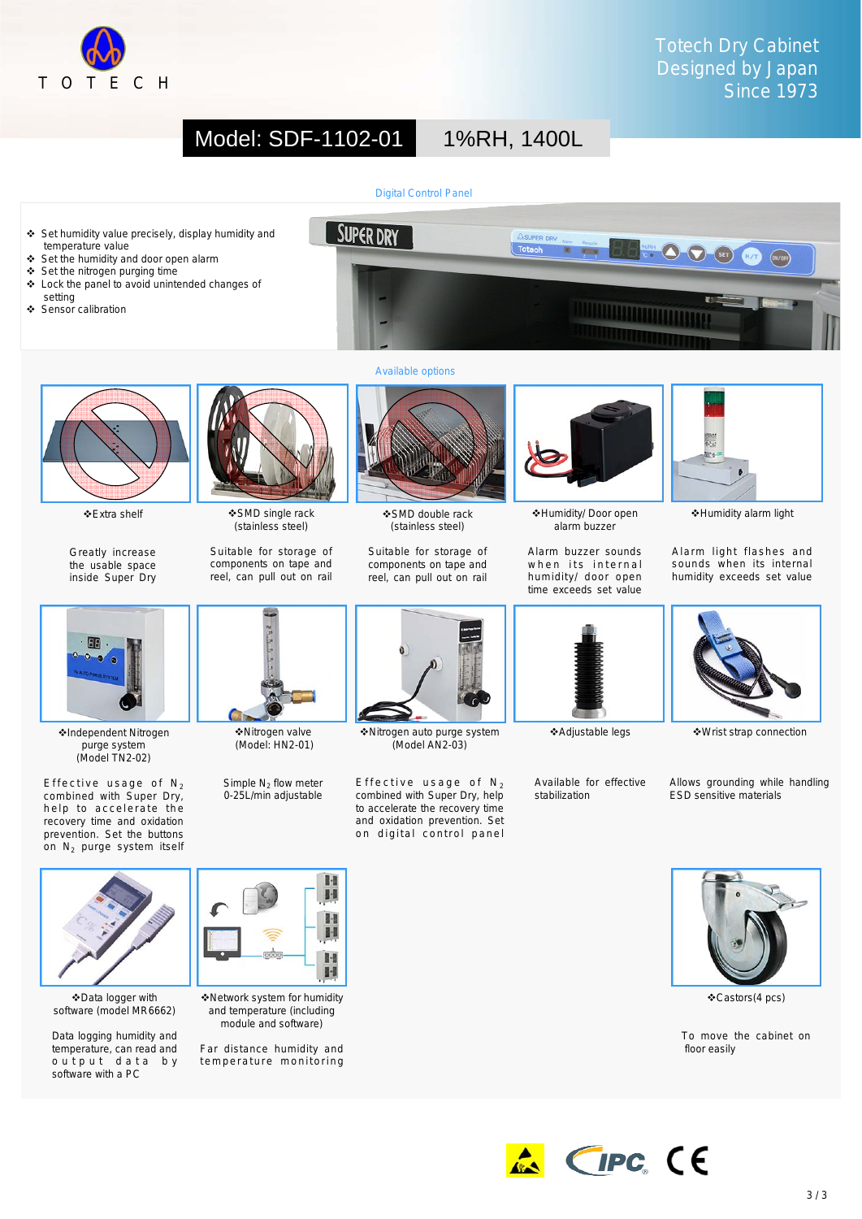TOTECH

Totech Dry Cabinet
Designed by Japan
Since 1973

## Model: SDF-1102-01 | 1%RH, 1400L

### Digital Control Panel

- Set humidity value precisely, display humidity and temperature value
- Set the humidity and door open alarm
- Set the nitrogen purging time
- Lock the panel to avoid unintended changes of setting
- Sensor calibration

### Available options

**Extra shelf**
Greatly increase the usable space inside Super Dry

**SMD single rack (stainless steel)**
Suitable for storage of components on tape and reel, can pull out on rail

**SMD double rack (stainless steel)**
Suitable for storage of components on tape and reel, can pull out on rail

**Humidity/ Door open alarm buzzer**
Alarm buzzer sounds when its internal humidity/ door open time exceeds set value

**Humidity alarm light**
Alarm light flashes and sounds when its internal humidity exceeds set value

**Independent Nitrogen purge system (Model TN2-02)**
Effective usage of $N_2$ combined with Super Dry, help to accelerate the recovery time and oxidation prevention. Set the buttons on $N_2$ purge system itself

**Nitrogen valve (Model: HN2-01)**
Simple $N_2$ flow meter 0-25L/min adjustable

**Nitrogen auto purge system (Model AN2-03)**
Effective usage of $N_2$ combined with Super Dry, help to accelerate the recovery time and oxidation prevention. Set on digital control panel

**Adjustable legs**
Available for effective stabilization

**Wrist strap connection**
Allows grounding while handling ESD sensitive materials

**Data logger with software (model MR6662)**
Data logging humidity and temperature, can read and output data by software with a PC

**Network system for humidity and temperature (including module and software)**
Far distance humidity and temperature monitoring

**Castors(4 pcs)**
To move the cabinet on floor easily

IPC CE